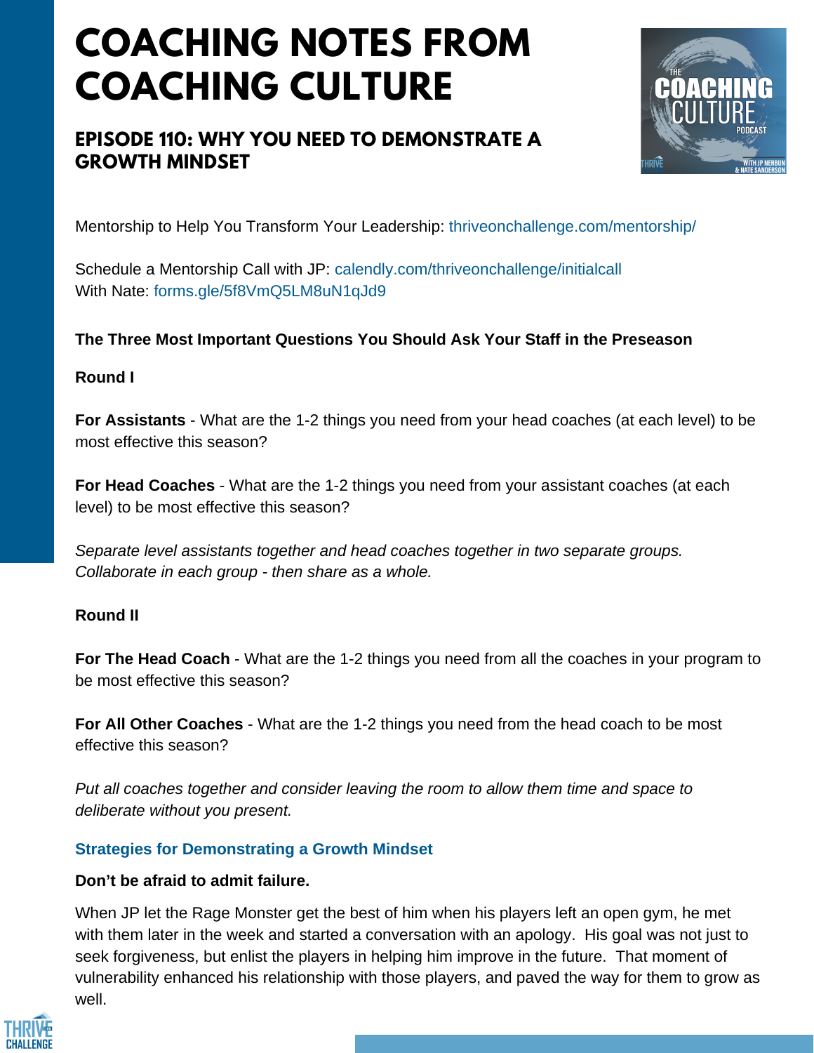# COACHING NOTES FROM COACHING CULTURE

## EPISODE 110: WHY YOU NEED TO DEMONSTRATE A GROWTH MINDSET

Mentorship to Help You Transform Your Leadership: thriveonchallenge.com/mentorship/

Schedule a Mentorship Call with JP: calendly.com/thriveonchallenge/initialcall
With Nate: forms.gle/5f8VmQ5LM8uN1qJd9

**The Three Most Important Questions You Should Ask Your Staff in the Preseason**

**Round I**

**For Assistants** - What are the 1-2 things you need from your head coaches (at each level) to be most effective this season?

**For Head Coaches** - What are the 1-2 things you need from your assistant coaches (at each level) to be most effective this season?

*Separate level assistants together and head coaches together in two separate groups. Collaborate in each group - then share as a whole.*

**Round II**

**For The Head Coach** - What are the 1-2 things you need from all the coaches in your program to be most effective this season?

**For All Other Coaches** - What are the 1-2 things you need from the head coach to be most effective this season?

*Put all coaches together and consider leaving the room to allow them time and space to deliberate without you present.*

### Strategies for Demonstrating a Growth Mindset

**Don't be afraid to admit failure.**

When JP let the Rage Monster get the best of him when his players left an open gym, he met with them later in the week and started a conversation with an apology. His goal was not just to seek forgiveness, but enlist the players in helping him improve in the future. That moment of vulnerability enhanced his relationship with those players, and paved the way for them to grow as well.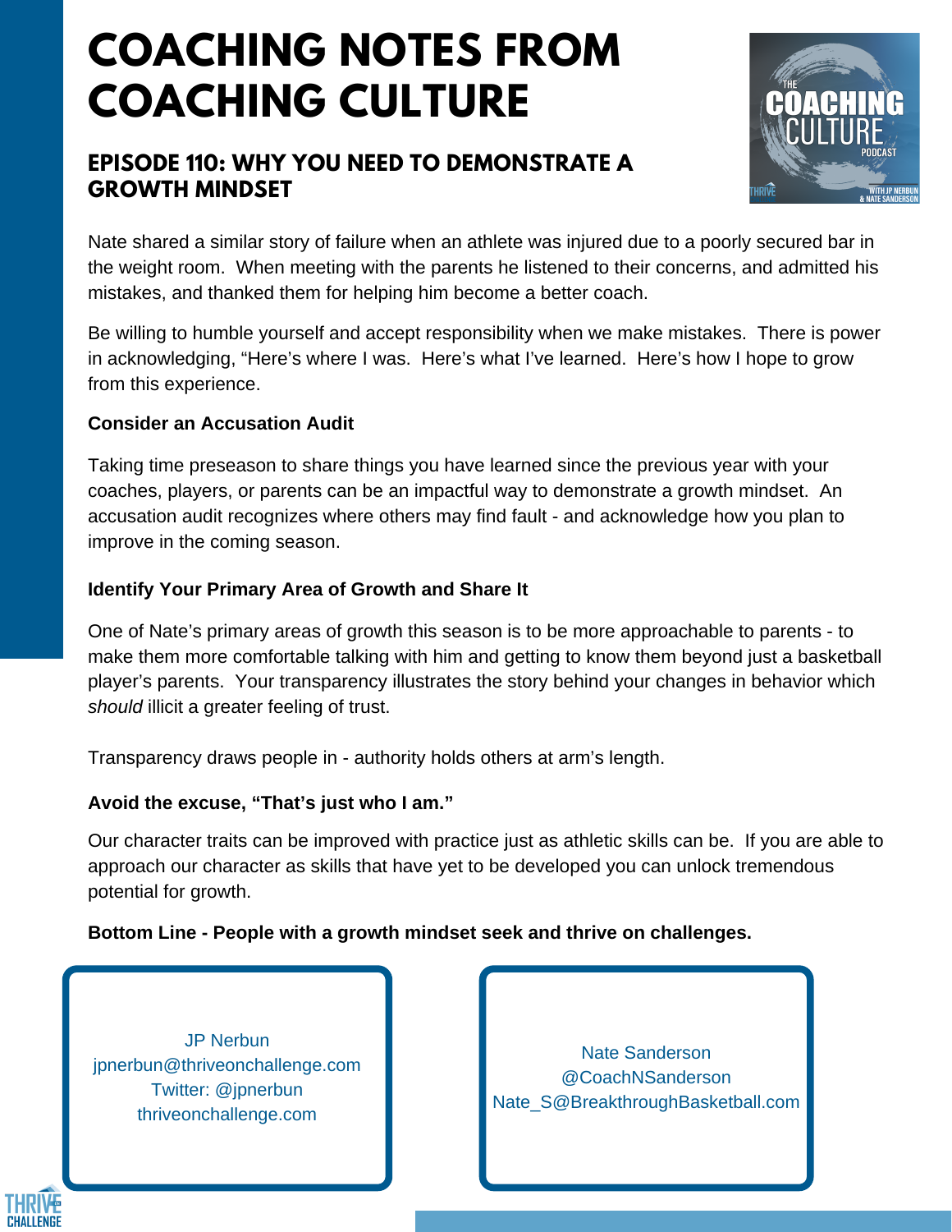# COACHING NOTES FROM COACHING CULTURE

## EPISODE 110: WHY YOU NEED TO DEMONSTRATE A GROWTH MINDSET

Nate shared a similar story of failure when an athlete was injured due to a poorly secured bar in the weight room. When meeting with the parents he listened to their concerns, and admitted his mistakes, and thanked them for helping him become a better coach.

Be willing to humble yourself and accept responsibility when we make mistakes. There is power in acknowledging, "Here's where I was. Here's what I've learned. Here's how I hope to grow from this experience.

**Consider an Accusation Audit**

Taking time preseason to share things you have learned since the previous year with your coaches, players, or parents can be an impactful way to demonstrate a growth mindset. An accusation audit recognizes where others may find fault - and acknowledge how you plan to improve in the coming season.

**Identify Your Primary Area of Growth and Share It**

One of Nate's primary areas of growth this season is to be more approachable to parents - to make them more comfortable talking with him and getting to know them beyond just a basketball player's parents. Your transparency illustrates the story behind your changes in behavior which *should* illicit a greater feeling of trust.

Transparency draws people in - authority holds others at arm's length.

**Avoid the excuse, "That's just who I am."**

Our character traits can be improved with practice just as athletic skills can be. If you are able to approach our character as skills that have yet to be developed you can unlock tremendous potential for growth.

**Bottom Line - People with a growth mindset seek and thrive on challenges.**

JP Nerbun
jpnerbun@thriveonchallenge.com
Twitter: @jpnerbun
thriveonchallenge.com

Nate Sanderson
@CoachNSanderson
Nate_S@BreakthroughBasketball.com